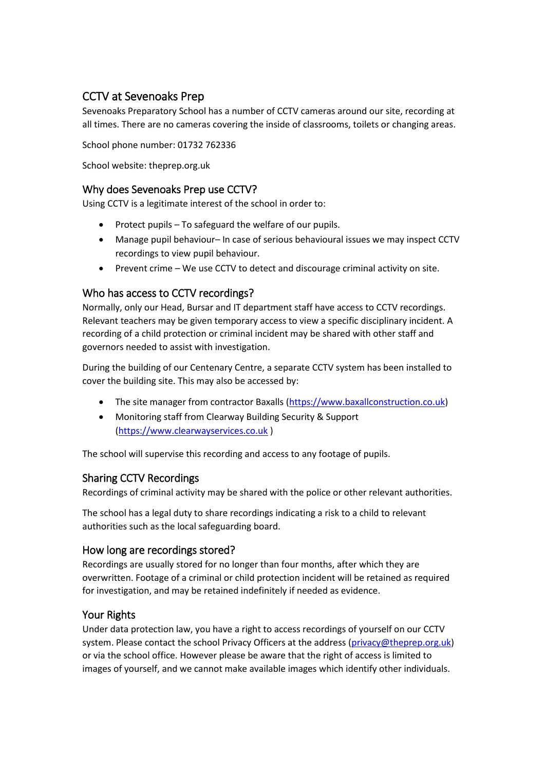## CCTV at Sevenoaks Prep

Sevenoaks Preparatory School has a number of CCTV cameras around our site, recording at all times. There are no cameras covering the inside of classrooms, toilets or changing areas.

School phone number: 01732 762336

School website: theprep.org.uk

## Why does Sevenoaks Prep use CCTV?

Using CCTV is a legitimate interest of the school in order to:

- Protect pupils – To safeguard the welfare of our pupils.
- Manage pupil behaviour– In case of serious behavioural issues we may inspect CCTV recordings to view pupil behaviour.
- Prevent crime – We use CCTV to detect and discourage criminal activity on site.

## Who has access to CCTV recordings?

Normally, only our Head, Bursar and IT department staff have access to CCTV recordings. Relevant teachers may be given temporary access to view a specific disciplinary incident. A recording of a child protection or criminal incident may be shared with other staff and governors needed to assist with investigation.

During the building of our Centenary Centre, a separate CCTV system has been installed to cover the building site. This may also be accessed by:

- The site manager from contractor Baxalls ([https://www.baxallconstruction.co.uk](https://www.baxallconstruction.co.uk))
- Monitoring staff from Clearway Building Security & Support ([https://www.clearwayservices.co.uk](https://www.clearwayservices.co.uk) )

The school will supervise this recording and access to any footage of pupils.

## Sharing CCTV Recordings

Recordings of criminal activity may be shared with the police or other relevant authorities.

The school has a legal duty to share recordings indicating a risk to a child to relevant authorities such as the local safeguarding board.

## How long are recordings stored?

Recordings are usually stored for no longer than four months, after which they are overwritten. Footage of a criminal or child protection incident will be retained as required for investigation, and may be retained indefinitely if needed as evidence.

## Your Rights

Under data protection law, you have a right to access recordings of yourself on our CCTV system. Please contact the school Privacy Officers at the address ([privacy@theprep.org.uk](mailto:privacy@theprep.org.uk)) or via the school office. However please be aware that the right of access is limited to images of yourself, and we cannot make available images which identify other individuals.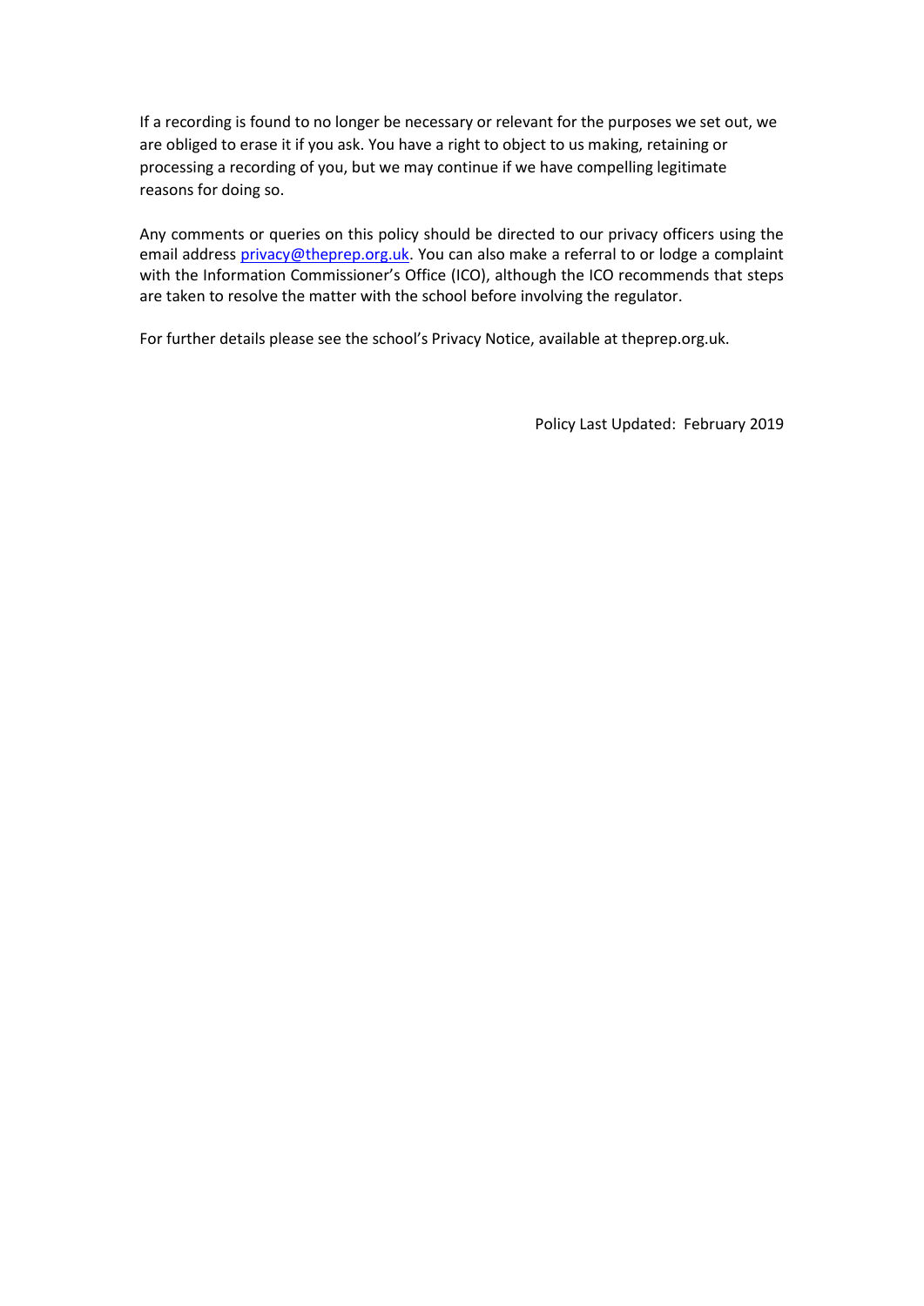If a recording is found to no longer be necessary or relevant for the purposes we set out, we are obliged to erase it if you ask. You have a right to object to us making, retaining or processing a recording of you, but we may continue if we have compelling legitimate reasons for doing so.

Any comments or queries on this policy should be directed to our privacy officers using the email address [privacy@theprep.org.uk](mailto:privacy@theprep.org.uk). You can also make a referral to or lodge a complaint with the Information Commissioner's Office (ICO), although the ICO recommends that steps are taken to resolve the matter with the school before involving the regulator.

For further details please see the school's Privacy Notice, available at theprep.org.uk.

Policy Last Updated: February 2019